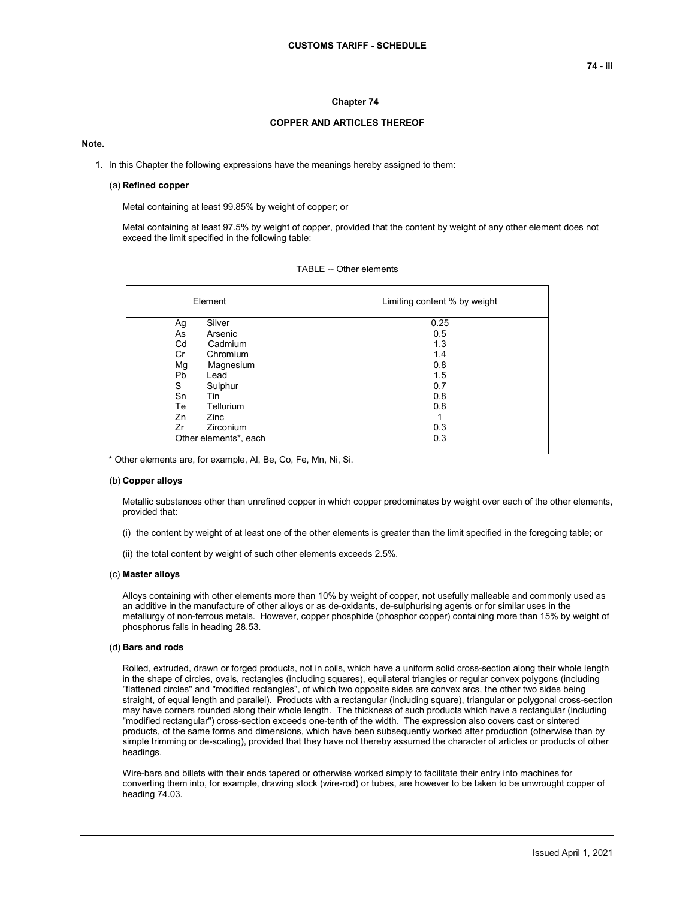# Chapter 74

## COPPER AND ARTICLES THEREOF

**Note.**

1. In this Chapter the following expressions have the meanings hereby assigned to them:

   (a) **Refined copper**

   Metal containing at least 99.85% by weight of copper; or

   Metal containing at least 97.5% by weight of copper, provided that the content by weight of any other element does not exceed the limit specified in the following table:

   TABLE -- Other elements

| Element | Limiting content % by weight |
|---|---|
| Ag Silver | 0.25 |
| As Arsenic | 0.5 |
| Cd Cadmium | 1.3 |
| Cr Chromium | 1.4 |
| Mg Magnesium | 0.8 |
| Pb Lead | 1.5 |
| S Sulphur | 0.7 |
| Sn Tin | 0.8 |
| Te Tellurium | 0.8 |
| Zn Zinc | 1 |
| Zr Zirconium | 0.3 |
| Other elements*, each | 0.3 |

   * Other elements are, for example, Al, Be, Co, Fe, Mn, Ni, Si.

   (b) **Copper alloys**

   Metallic substances other than unrefined copper in which copper predominates by weight over each of the other elements, provided that:

   (i) the content by weight of at least one of the other elements is greater than the limit specified in the foregoing table; or

   (ii) the total content by weight of such other elements exceeds 2.5%.

   (c) **Master alloys**

   Alloys containing with other elements more than 10% by weight of copper, not usefully malleable and commonly used as an additive in the manufacture of other alloys or as de-oxidants, de-sulphurising agents or for similar uses in the metallurgy of non-ferrous metals. However, copper phosphide (phosphor copper) containing more than 15% by weight of phosphorus falls in heading 28.53.

   (d) **Bars and rods**

   Rolled, extruded, drawn or forged products, not in coils, which have a uniform solid cross-section along their whole length in the shape of circles, ovals, rectangles (including squares), equilateral triangles or regular convex polygons (including "flattened circles" and "modified rectangles", of which two opposite sides are convex arcs, the other two sides being straight, of equal length and parallel). Products with a rectangular (including square), triangular or polygonal cross-section may have corners rounded along their whole length. The thickness of such products which have a rectangular (including "modified rectangular") cross-section exceeds one-tenth of the width. The expression also covers cast or sintered products, of the same forms and dimensions, which have been subsequently worked after production (otherwise than by simple trimming or de-scaling), provided that they have not thereby assumed the character of articles or products of other headings.

   Wire-bars and billets with their ends tapered or otherwise worked simply to facilitate their entry into machines for converting them into, for example, drawing stock (wire-rod) or tubes, are however to be taken to be unwrought copper of heading 74.03.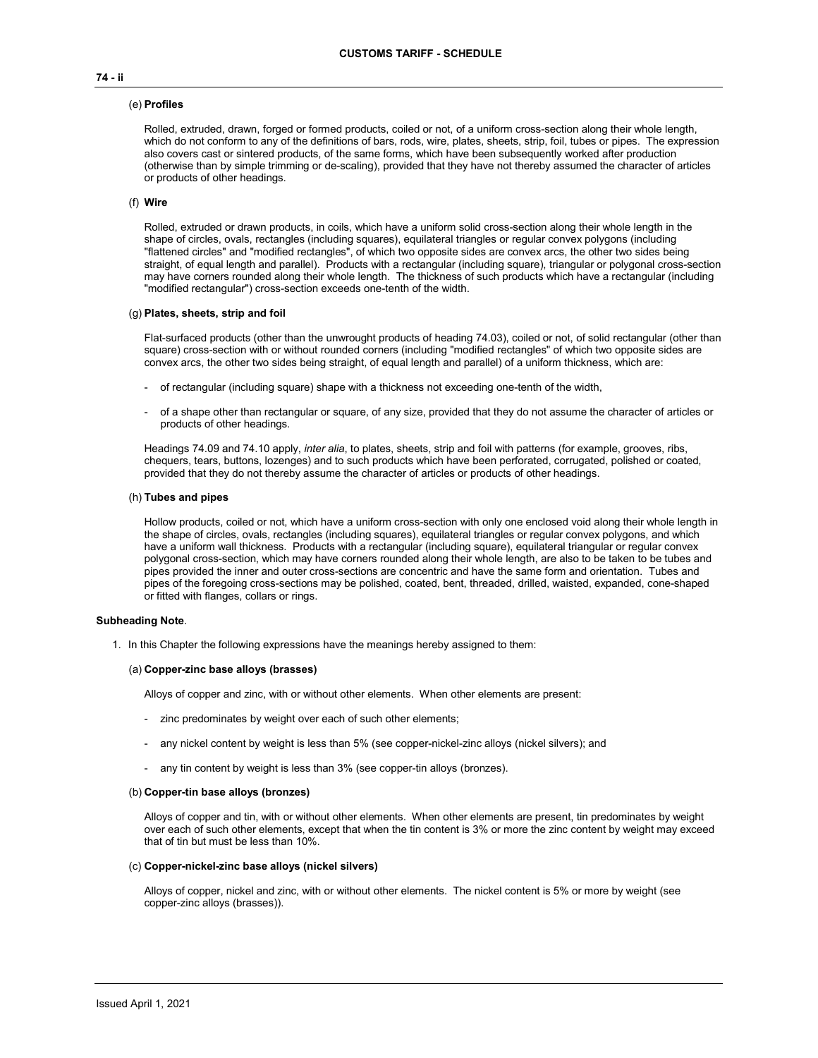(e) **Profiles**

Rolled, extruded, drawn, forged or formed products, coiled or not, of a uniform cross-section along their whole length, which do not conform to any of the definitions of bars, rods, wire, plates, sheets, strip, foil, tubes or pipes. The expression also covers cast or sintered products, of the same forms, which have been subsequently worked after production (otherwise than by simple trimming or de-scaling), provided that they have not thereby assumed the character of articles or products of other headings.

(f) **Wire**

Rolled, extruded or drawn products, in coils, which have a uniform solid cross-section along their whole length in the shape of circles, ovals, rectangles (including squares), equilateral triangles or regular convex polygons (including "flattened circles" and "modified rectangles", of which two opposite sides are convex arcs, the other two sides being straight, of equal length and parallel). Products with a rectangular (including square), triangular or polygonal cross-section may have corners rounded along their whole length. The thickness of such products which have a rectangular (including "modified rectangular") cross-section exceeds one-tenth of the width.

(g) **Plates, sheets, strip and foil**

Flat-surfaced products (other than the unwrought products of heading 74.03), coiled or not, of solid rectangular (other than square) cross-section with or without rounded corners (including "modified rectangles" of which two opposite sides are convex arcs, the other two sides being straight, of equal length and parallel) of a uniform thickness, which are:

- of rectangular (including square) shape with a thickness not exceeding one-tenth of the width,
- of a shape other than rectangular or square, of any size, provided that they do not assume the character of articles or products of other headings.

Headings 74.09 and 74.10 apply, *inter alia*, to plates, sheets, strip and foil with patterns (for example, grooves, ribs, chequers, tears, buttons, lozenges) and to such products which have been perforated, corrugated, polished or coated, provided that they do not thereby assume the character of articles or products of other headings.

(h) **Tubes and pipes**

Hollow products, coiled or not, which have a uniform cross-section with only one enclosed void along their whole length in the shape of circles, ovals, rectangles (including squares), equilateral triangles or regular convex polygons, and which have a uniform wall thickness. Products with a rectangular (including square), equilateral triangular or regular convex polygonal cross-section, which may have corners rounded along their whole length, are also to be taken to be tubes and pipes provided the inner and outer cross-sections are concentric and have the same form and orientation. Tubes and pipes of the foregoing cross-sections may be polished, coated, bent, threaded, drilled, waisted, expanded, cone-shaped or fitted with flanges, collars or rings.

**Subheading Note**.

1. In this Chapter the following expressions have the meanings hereby assigned to them:

(a) **Copper-zinc base alloys (brasses)**

Alloys of copper and zinc, with or without other elements. When other elements are present:

- zinc predominates by weight over each of such other elements;
- any nickel content by weight is less than 5% (see copper-nickel-zinc alloys (nickel silvers); and
- any tin content by weight is less than 3% (see copper-tin alloys (bronzes).

(b) **Copper-tin base alloys (bronzes)**

Alloys of copper and tin, with or without other elements. When other elements are present, tin predominates by weight over each of such other elements, except that when the tin content is 3% or more the zinc content by weight may exceed that of tin but must be less than 10%.

(c) **Copper-nickel-zinc base alloys (nickel silvers)**

Alloys of copper, nickel and zinc, with or without other elements. The nickel content is 5% or more by weight (see copper-zinc alloys (brasses)).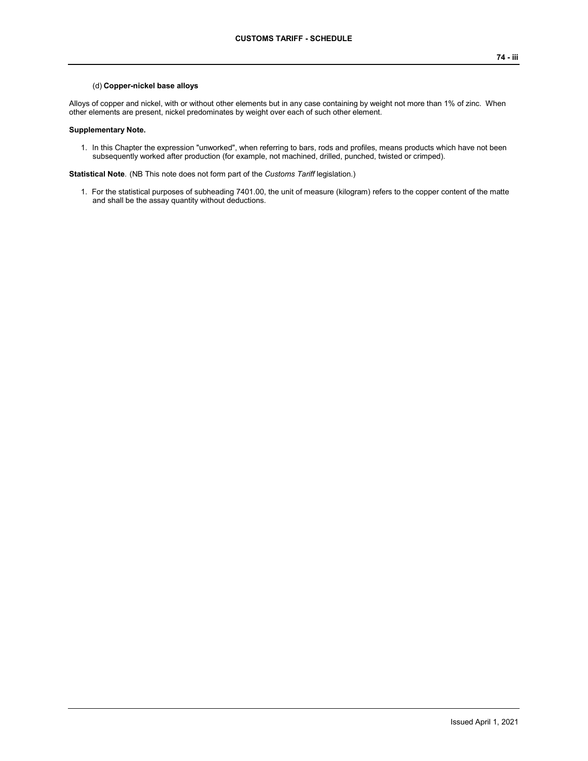(d) **Copper-nickel base alloys**

Alloys of copper and nickel, with or without other elements but in any case containing by weight not more than 1% of zinc. When other elements are present, nickel predominates by weight over each of such other element.

**Supplementary Note.**

1. In this Chapter the expression "unworked", when referring to bars, rods and profiles, means products which have not been subsequently worked after production (for example, not machined, drilled, punched, twisted or crimped).

**Statistical Note**. (NB This note does not form part of the *Customs Tariff* legislation.)

1. For the statistical purposes of subheading 7401.00, the unit of measure (kilogram) refers to the copper content of the matte and shall be the assay quantity without deductions.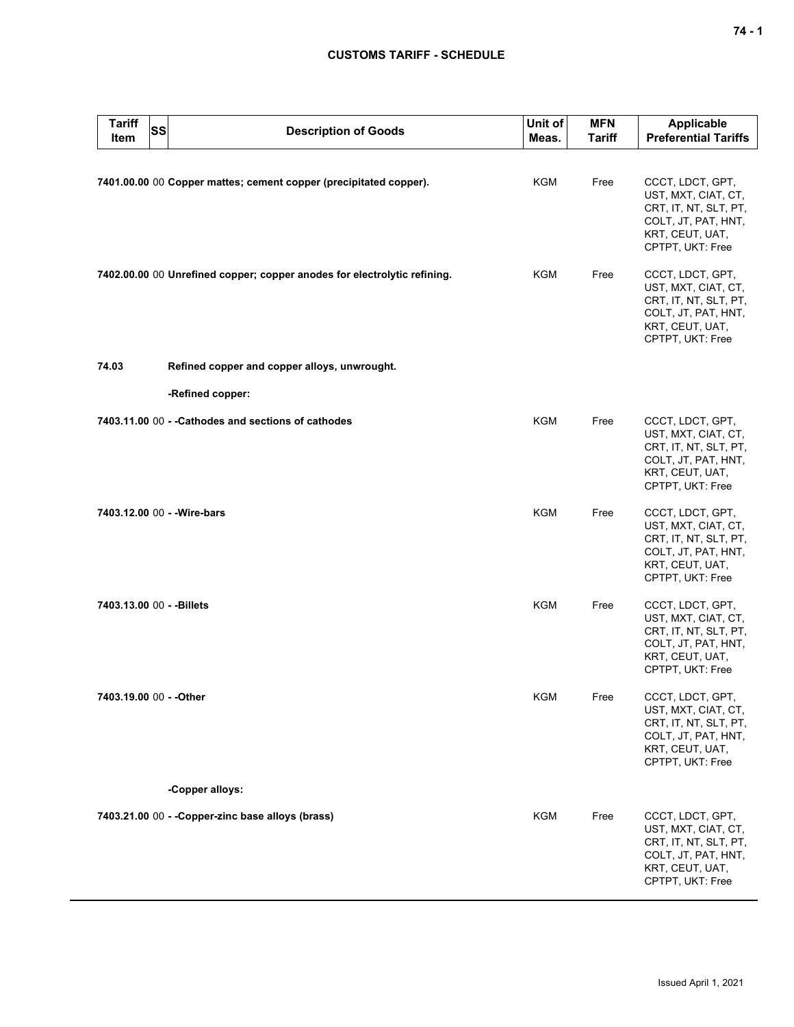| Tariff Item | SS | Description of Goods | Unit of Meas. | MFN Tariff | Applicable Preferential Tariffs |
|---|---|---|---|---|---|
| 7401.00.00 | 00 | **Copper mattes; cement copper (precipitated copper).** | KGM | Free | CCCT, LDCT, GPT, UST, MXT, CIAT, CT, CRT, IT, NT, SLT, PT, COLT, JT, PAT, HNT, KRT, CEUT, UAT, CPTPT, UKT: Free |
| 7402.00.00 | 00 | **Unrefined copper; copper anodes for electrolytic refining.** | KGM | Free | CCCT, LDCT, GPT, UST, MXT, CIAT, CT, CRT, IT, NT, SLT, PT, COLT, JT, PAT, HNT, KRT, CEUT, UAT, CPTPT, UKT: Free |
| 74.03 | | **Refined copper and copper alloys, unwrought.** | | | |
| | | **-Refined copper:** | | | |
| 7403.11.00 | 00 | **- -Cathodes and sections of cathodes** | KGM | Free | CCCT, LDCT, GPT, UST, MXT, CIAT, CT, CRT, IT, NT, SLT, PT, COLT, JT, PAT, HNT, KRT, CEUT, UAT, CPTPT, UKT: Free |
| 7403.12.00 | 00 | **- -Wire-bars** | KGM | Free | CCCT, LDCT, GPT, UST, MXT, CIAT, CT, CRT, IT, NT, SLT, PT, COLT, JT, PAT, HNT, KRT, CEUT, UAT, CPTPT, UKT: Free |
| 7403.13.00 | 00 | **- -Billets** | KGM | Free | CCCT, LDCT, GPT, UST, MXT, CIAT, CT, CRT, IT, NT, SLT, PT, COLT, JT, PAT, HNT, KRT, CEUT, UAT, CPTPT, UKT: Free |
| 7403.19.00 | 00 | **- -Other** | KGM | Free | CCCT, LDCT, GPT, UST, MXT, CIAT, CT, CRT, IT, NT, SLT, PT, COLT, JT, PAT, HNT, KRT, CEUT, UAT, CPTPT, UKT: Free |
| | | **-Copper alloys:** | | | |
| 7403.21.00 | 00 | **- -Copper-zinc base alloys (brass)** | KGM | Free | CCCT, LDCT, GPT, UST, MXT, CIAT, CT, CRT, IT, NT, SLT, PT, COLT, JT, PAT, HNT, KRT, CEUT, UAT, CPTPT, UKT: Free |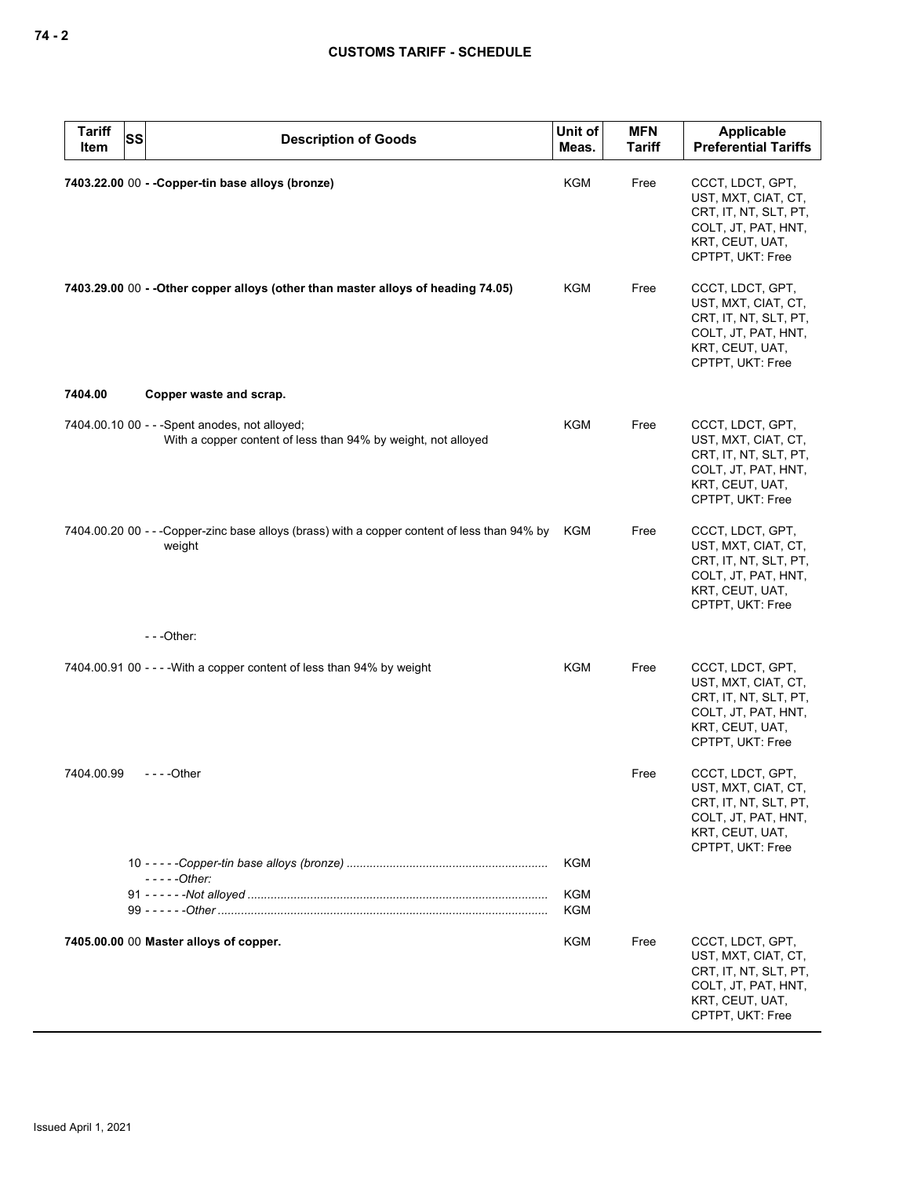## CUSTOMS TARIFF - SCHEDULE

| Tariff Item | SS | Description of Goods | Unit of Meas. | MFN Tariff | Applicable Preferential Tariffs |
|---|---|---|---|---|---|
| **7403.22.00** | 00 | **- -Copper-tin base alloys (bronze)** | KGM | Free | CCCT, LDCT, GPT, UST, MXT, CIAT, CT, CRT, IT, NT, SLT, PT, COLT, JT, PAT, HNT, KRT, CEUT, UAT, CPTPT, UKT: Free |
| **7403.29.00** | 00 | **- -Other copper alloys (other than master alloys of heading 74.05)** | KGM | Free | CCCT, LDCT, GPT, UST, MXT, CIAT, CT, CRT, IT, NT, SLT, PT, COLT, JT, PAT, HNT, KRT, CEUT, UAT, CPTPT, UKT: Free |
| **7404.00** | | **Copper waste and scrap.** | | | |
| 7404.00.10 | 00 | - - -Spent anodes, not alloyed; With a copper content of less than 94% by weight, not alloyed | KGM | Free | CCCT, LDCT, GPT, UST, MXT, CIAT, CT, CRT, IT, NT, SLT, PT, COLT, JT, PAT, HNT, KRT, CEUT, UAT, CPTPT, UKT: Free |
| 7404.00.20 | 00 | - - -Copper-zinc base alloys (brass) with a copper content of less than 94% by weight | KGM | Free | CCCT, LDCT, GPT, UST, MXT, CIAT, CT, CRT, IT, NT, SLT, PT, COLT, JT, PAT, HNT, KRT, CEUT, UAT, CPTPT, UKT: Free |
| | | - - -Other: | | | |
| 7404.00.91 | 00 | - - - -With a copper content of less than 94% by weight | KGM | Free | CCCT, LDCT, GPT, UST, MXT, CIAT, CT, CRT, IT, NT, SLT, PT, COLT, JT, PAT, HNT, KRT, CEUT, UAT, CPTPT, UKT: Free |
| 7404.00.99 | | - - - -Other | | Free | CCCT, LDCT, GPT, UST, MXT, CIAT, CT, CRT, IT, NT, SLT, PT, COLT, JT, PAT, HNT, KRT, CEUT, UAT, CPTPT, UKT: Free |
| | 10 | - - - - -*Copper-tin base alloys (bronze)* | KGM | | |
| | | - - - - -*Other:* | | | |
| | 91 | - - - - - -*Not alloyed* | KGM | | |
| | 99 | - - - - - -*Other* | KGM | | |
| **7405.00.00** | 00 | **Master alloys of copper.** | KGM | Free | CCCT, LDCT, GPT, UST, MXT, CIAT, CT, CRT, IT, NT, SLT, PT, COLT, JT, PAT, HNT, KRT, CEUT, UAT, CPTPT, UKT: Free |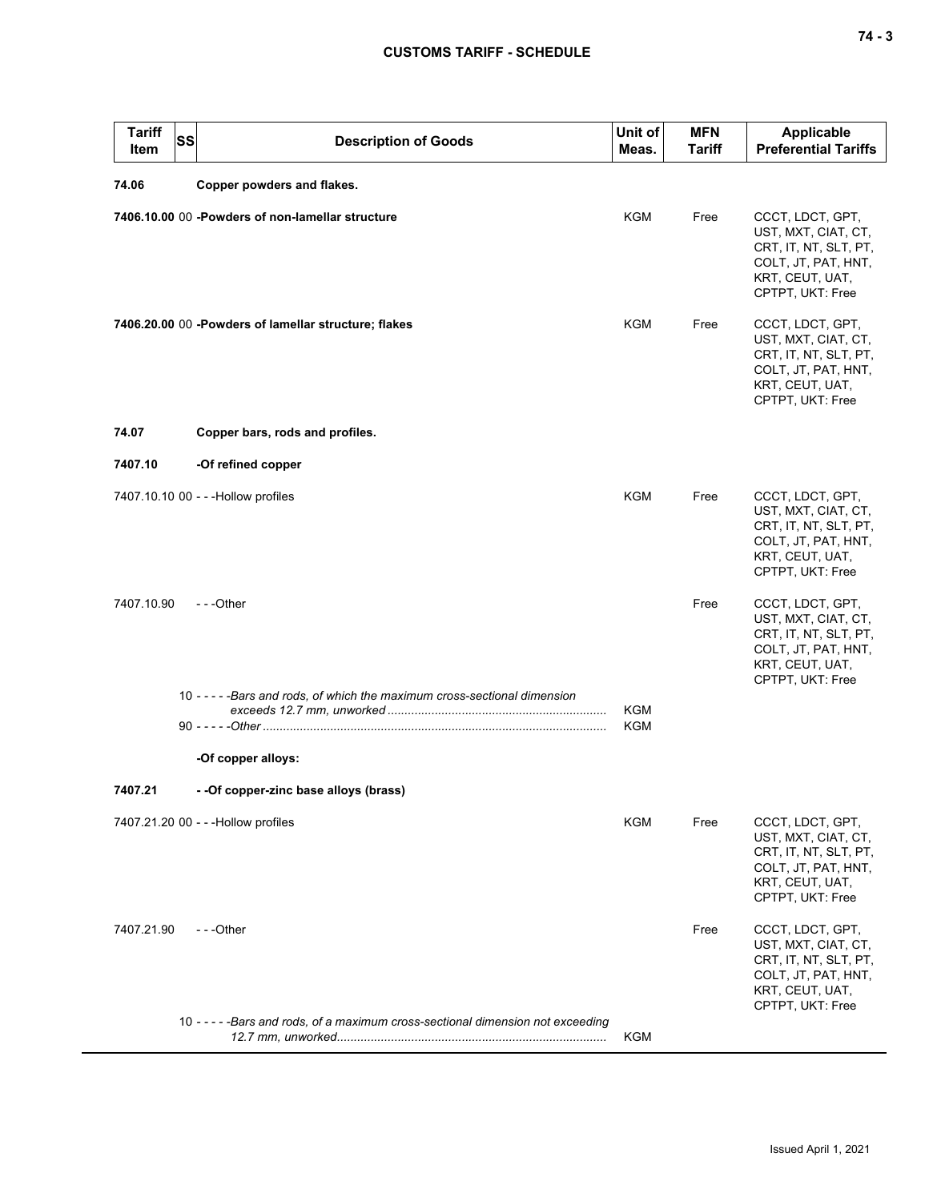| Tariff Item | SS | Description of Goods | Unit of Meas. | MFN Tariff | Applicable Preferential Tariffs |
|---|---|---|---|---|---|
| **74.06** | | **Copper powders and flakes.** | | | |
| **7406.10.00** | 00 | **-Powders of non-lamellar structure** | KGM | Free | CCCT, LDCT, GPT, UST, MXT, CIAT, CT, CRT, IT, NT, SLT, PT, COLT, JT, PAT, HNT, KRT, CEUT, UAT, CPTPT, UKT: Free |
| **7406.20.00** | 00 | **-Powders of lamellar structure; flakes** | KGM | Free | CCCT, LDCT, GPT, UST, MXT, CIAT, CT, CRT, IT, NT, SLT, PT, COLT, JT, PAT, HNT, KRT, CEUT, UAT, CPTPT, UKT: Free |
| **74.07** | | **Copper bars, rods and profiles.** | | | |
| **7407.10** | | **-Of refined copper** | | | |
| 7407.10.10 | 00 | - - -Hollow profiles | KGM | Free | CCCT, LDCT, GPT, UST, MXT, CIAT, CT, CRT, IT, NT, SLT, PT, COLT, JT, PAT, HNT, KRT, CEUT, UAT, CPTPT, UKT: Free |
| 7407.10.90 | | - - -Other | | Free | CCCT, LDCT, GPT, UST, MXT, CIAT, CT, CRT, IT, NT, SLT, PT, COLT, JT, PAT, HNT, KRT, CEUT, UAT, CPTPT, UKT: Free |
| | 10 | - - - - -*Bars and rods, of which the maximum cross-sectional dimension exceeds 12.7 mm, unworked* | KGM | | |
| | 90 | - - - - -*Other* | KGM | | |
| | | **-Of copper alloys:** | | | |
| **7407.21** | | **- -Of copper-zinc base alloys (brass)** | | | |
| 7407.21.20 | 00 | - - -Hollow profiles | KGM | Free | CCCT, LDCT, GPT, UST, MXT, CIAT, CT, CRT, IT, NT, SLT, PT, COLT, JT, PAT, HNT, KRT, CEUT, UAT, CPTPT, UKT: Free |
| 7407.21.90 | | - - -Other | | Free | CCCT, LDCT, GPT, UST, MXT, CIAT, CT, CRT, IT, NT, SLT, PT, COLT, JT, PAT, HNT, KRT, CEUT, UAT, CPTPT, UKT: Free |
| | 10 | - - - - -*Bars and rods, of a maximum cross-sectional dimension not exceeding 12.7 mm, unworked* | KGM | | |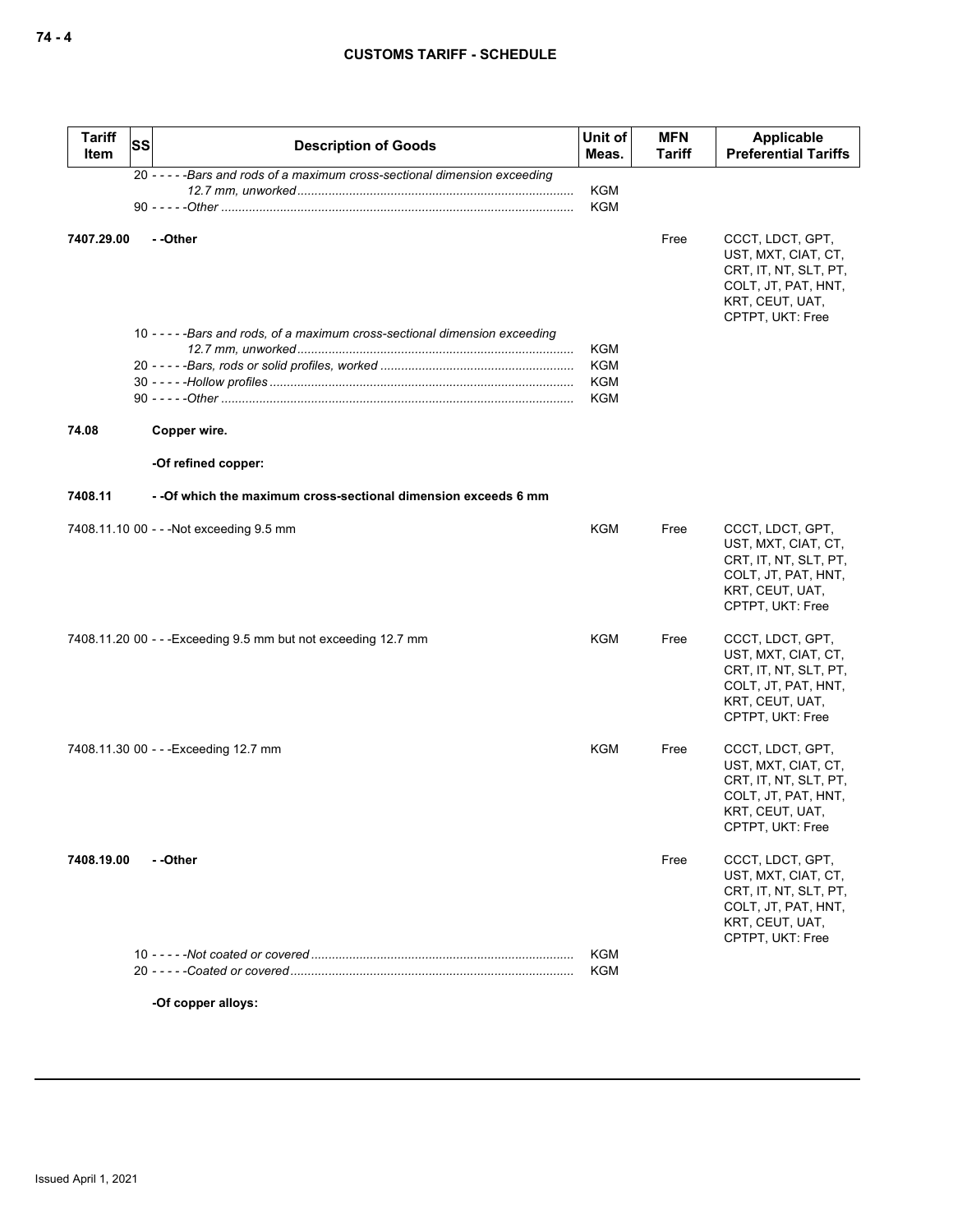| Tariff Item | SS | Description of Goods | Unit of Meas. | MFN Tariff | Applicable Preferential Tariffs |
|---|---|---|---|---|---|
| | | 20 - - - - -*Bars and rods of a maximum cross-sectional dimension exceeding 12.7 mm, unworked* | KGM | | |
| | | 90 - - - - -*Other* | KGM | | |
| **7407.29.00** | | **- -Other** | | Free | CCCT, LDCT, GPT, UST, MXT, CIAT, CT, CRT, IT, NT, SLT, PT, COLT, JT, PAT, HNT, KRT, CEUT, UAT, CPTPT, UKT: Free |
| | | 10 - - - - -*Bars and rods, of a maximum cross-sectional dimension exceeding 12.7 mm, unworked* | KGM | | |
| | | 20 - - - - -*Bars, rods or solid profiles, worked* | KGM | | |
| | | 30 - - - - -*Hollow profiles* | KGM | | |
| | | 90 - - - - -*Other* | KGM | | |
| **74.08** | | **Copper wire.** | | | |
| | | **-Of refined copper:** | | | |
| **7408.11** | | **- -Of which the maximum cross-sectional dimension exceeds 6 mm** | | | |
| 7408.11.10 | 00 | - - -Not exceeding 9.5 mm | KGM | Free | CCCT, LDCT, GPT, UST, MXT, CIAT, CT, CRT, IT, NT, SLT, PT, COLT, JT, PAT, HNT, KRT, CEUT, UAT, CPTPT, UKT: Free |
| 7408.11.20 | 00 | - - -Exceeding 9.5 mm but not exceeding 12.7 mm | KGM | Free | CCCT, LDCT, GPT, UST, MXT, CIAT, CT, CRT, IT, NT, SLT, PT, COLT, JT, PAT, HNT, KRT, CEUT, UAT, CPTPT, UKT: Free |
| 7408.11.30 | 00 | - - -Exceeding 12.7 mm | KGM | Free | CCCT, LDCT, GPT, UST, MXT, CIAT, CT, CRT, IT, NT, SLT, PT, COLT, JT, PAT, HNT, KRT, CEUT, UAT, CPTPT, UKT: Free |
| **7408.19.00** | | **- -Other** | | Free | CCCT, LDCT, GPT, UST, MXT, CIAT, CT, CRT, IT, NT, SLT, PT, COLT, JT, PAT, HNT, KRT, CEUT, UAT, CPTPT, UKT: Free |
| | | 10 - - - - -*Not coated or covered* | KGM | | |
| | | 20 - - - - -*Coated or covered* | KGM | | |
| | | **-Of copper alloys:** | | | |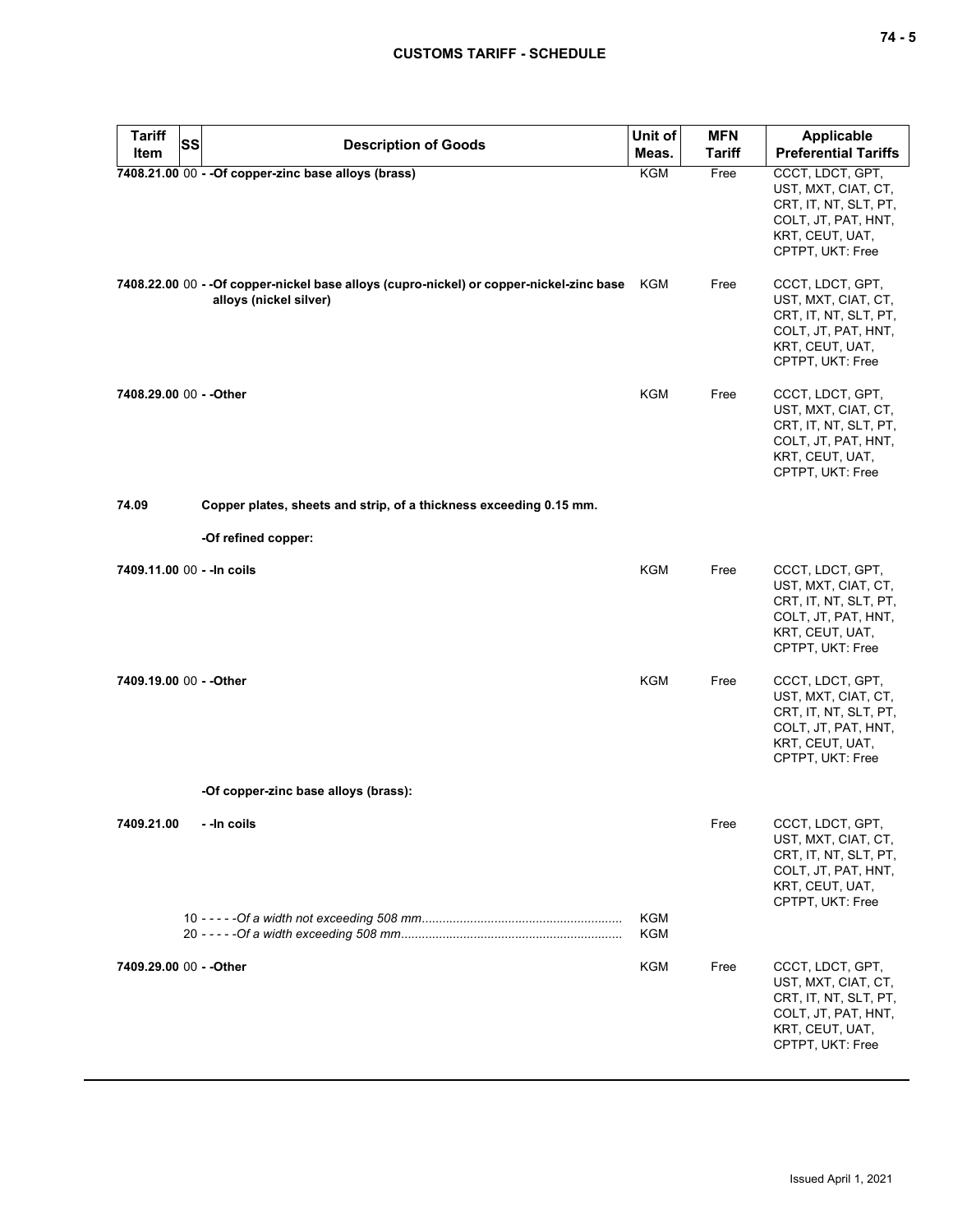| Tariff Item | SS | Description of Goods | Unit of Meas. | MFN Tariff | Applicable Preferential Tariffs |
|---|---|---|---|---|---|
| 7408.21.00 | 00 | - -Of copper-zinc base alloys (brass) | KGM | Free | CCCT, LDCT, GPT, UST, MXT, CIAT, CT, CRT, IT, NT, SLT, PT, COLT, JT, PAT, HNT, KRT, CEUT, UAT, CPTPT, UKT: Free |
| 7408.22.00 | 00 | - -Of copper-nickel base alloys (cupro-nickel) or copper-nickel-zinc base alloys (nickel silver) | KGM | Free | CCCT, LDCT, GPT, UST, MXT, CIAT, CT, CRT, IT, NT, SLT, PT, COLT, JT, PAT, HNT, KRT, CEUT, UAT, CPTPT, UKT: Free |
| 7408.29.00 | 00 | - -Other | KGM | Free | CCCT, LDCT, GPT, UST, MXT, CIAT, CT, CRT, IT, NT, SLT, PT, COLT, JT, PAT, HNT, KRT, CEUT, UAT, CPTPT, UKT: Free |
| 74.09 | | Copper plates, sheets and strip, of a thickness exceeding 0.15 mm. | | | |
| | | -Of refined copper: | | | |
| 7409.11.00 | 00 | - -In coils | KGM | Free | CCCT, LDCT, GPT, UST, MXT, CIAT, CT, CRT, IT, NT, SLT, PT, COLT, JT, PAT, HNT, KRT, CEUT, UAT, CPTPT, UKT: Free |
| 7409.19.00 | 00 | - -Other | KGM | Free | CCCT, LDCT, GPT, UST, MXT, CIAT, CT, CRT, IT, NT, SLT, PT, COLT, JT, PAT, HNT, KRT, CEUT, UAT, CPTPT, UKT: Free |
| | | -Of copper-zinc base alloys (brass): | | | |
| 7409.21.00 | | - -In coils | | Free | CCCT, LDCT, GPT, UST, MXT, CIAT, CT, CRT, IT, NT, SLT, PT, COLT, JT, PAT, HNT, KRT, CEUT, UAT, CPTPT, UKT: Free |
| | 10 | - - - - -*Of a width not exceeding 508 mm* | KGM | | |
| | 20 | - - - - -*Of a width exceeding 508 mm* | KGM | | |
| 7409.29.00 | 00 | - -Other | KGM | Free | CCCT, LDCT, GPT, UST, MXT, CIAT, CT, CRT, IT, NT, SLT, PT, COLT, JT, PAT, HNT, KRT, CEUT, UAT, CPTPT, UKT: Free |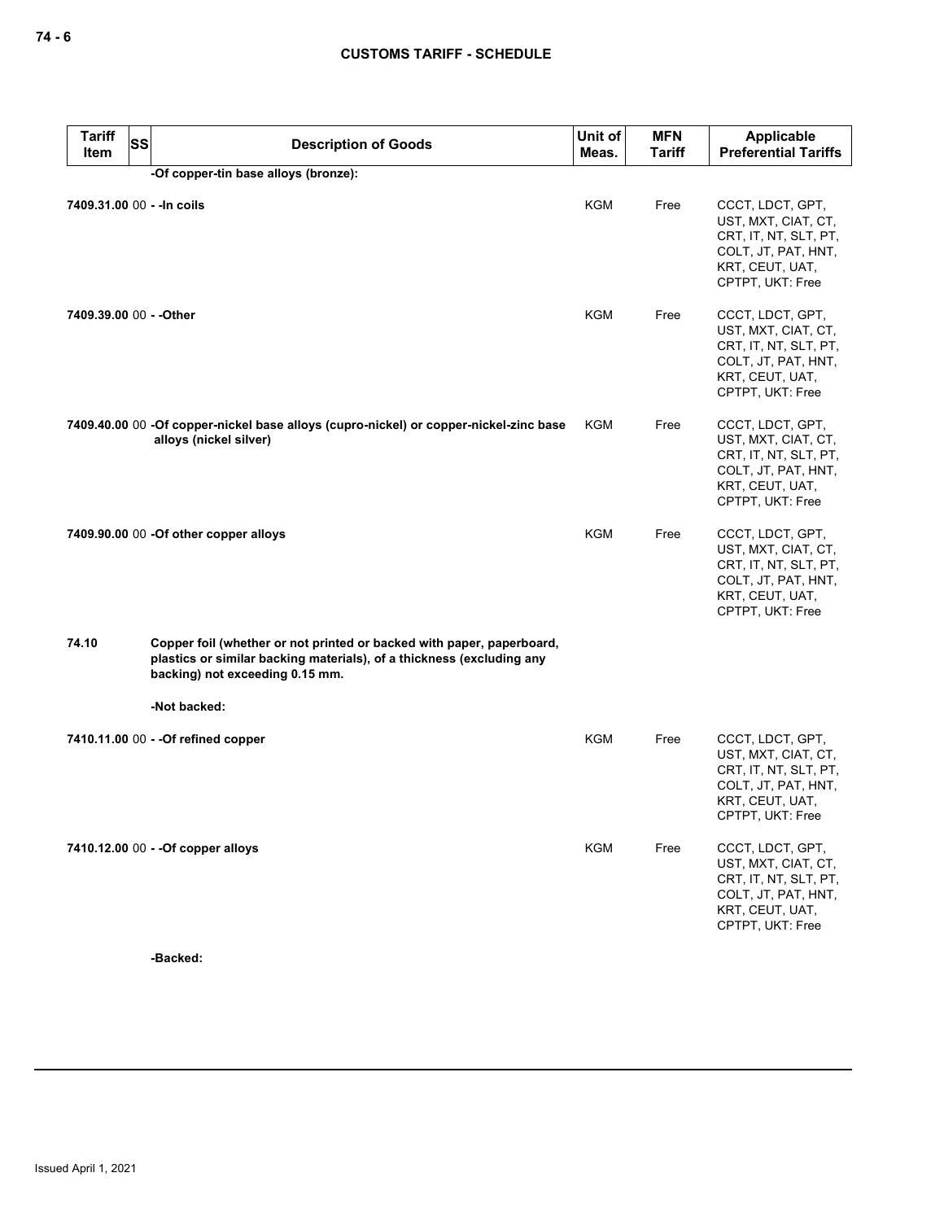| Tariff Item | SS | Description of Goods | Unit of Meas. | MFN Tariff | Applicable Preferential Tariffs |
|---|---|---|---|---|---|
| | | **-Of copper-tin base alloys (bronze):** | | | |
| **7409.31.00** | 00 | **- -In coils** | KGM | Free | CCCT, LDCT, GPT, UST, MXT, CIAT, CT, CRT, IT, NT, SLT, PT, COLT, JT, PAT, HNT, KRT, CEUT, UAT, CPTPT, UKT: Free |
| **7409.39.00** | 00 | **- -Other** | KGM | Free | CCCT, LDCT, GPT, UST, MXT, CIAT, CT, CRT, IT, NT, SLT, PT, COLT, JT, PAT, HNT, KRT, CEUT, UAT, CPTPT, UKT: Free |
| **7409.40.00** | 00 | **-Of copper-nickel base alloys (cupro-nickel) or copper-nickel-zinc base alloys (nickel silver)** | KGM | Free | CCCT, LDCT, GPT, UST, MXT, CIAT, CT, CRT, IT, NT, SLT, PT, COLT, JT, PAT, HNT, KRT, CEUT, UAT, CPTPT, UKT: Free |
| **7409.90.00** | 00 | **-Of other copper alloys** | KGM | Free | CCCT, LDCT, GPT, UST, MXT, CIAT, CT, CRT, IT, NT, SLT, PT, COLT, JT, PAT, HNT, KRT, CEUT, UAT, CPTPT, UKT: Free |
| **74.10** | | **Copper foil (whether or not printed or backed with paper, paperboard, plastics or similar backing materials), of a thickness (excluding any backing) not exceeding 0.15 mm.** | | | |
| | | **-Not backed:** | | | |
| **7410.11.00** | 00 | **- -Of refined copper** | KGM | Free | CCCT, LDCT, GPT, UST, MXT, CIAT, CT, CRT, IT, NT, SLT, PT, COLT, JT, PAT, HNT, KRT, CEUT, UAT, CPTPT, UKT: Free |
| **7410.12.00** | 00 | **- -Of copper alloys** | KGM | Free | CCCT, LDCT, GPT, UST, MXT, CIAT, CT, CRT, IT, NT, SLT, PT, COLT, JT, PAT, HNT, KRT, CEUT, UAT, CPTPT, UKT: Free |
| | | **-Backed:** | | | |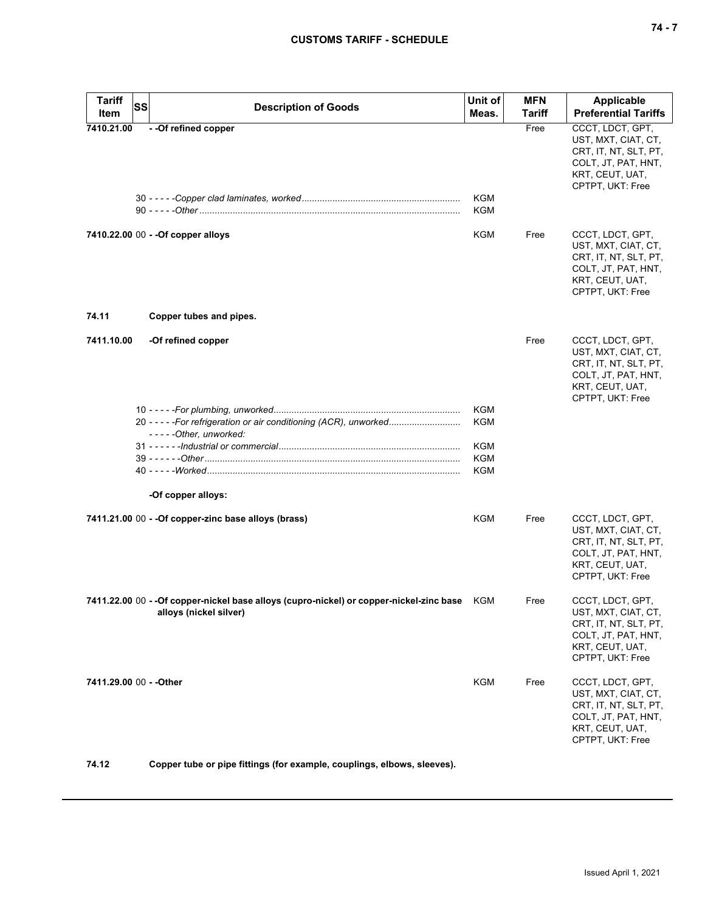| Tariff Item | SS | Description of Goods | Unit of Meas. | MFN Tariff | Applicable Preferential Tariffs |
|---|---|---|---|---|---|
| 7410.21.00 | | - -Of refined copper | | Free | CCCT, LDCT, GPT, UST, MXT, CIAT, CT, CRT, IT, NT, SLT, PT, COLT, JT, PAT, HNT, KRT, CEUT, UAT, CPTPT, UKT: Free |
| | 30 | - - - - -*Copper clad laminates, worked* | KGM | | |
| | 90 | - - - - -*Other* | KGM | | |
| 7410.22.00 | 00 | - -Of copper alloys | KGM | Free | CCCT, LDCT, GPT, UST, MXT, CIAT, CT, CRT, IT, NT, SLT, PT, COLT, JT, PAT, HNT, KRT, CEUT, UAT, CPTPT, UKT: Free |
| 74.11 | | Copper tubes and pipes. | | | |
| 7411.10.00 | | -Of refined copper | | Free | CCCT, LDCT, GPT, UST, MXT, CIAT, CT, CRT, IT, NT, SLT, PT, COLT, JT, PAT, HNT, KRT, CEUT, UAT, CPTPT, UKT: Free |
| | 10 | - - - - -*For plumbing, unworked* | KGM | | |
| | 20 | - - - - -*For refrigeration or air conditioning (ACR), unworked* | KGM | | |
| | | - - - - -*Other, unworked:* | | | |
| | 31 | - - - - - -*Industrial or commercial* | KGM | | |
| | 39 | - - - - - -*Other* | KGM | | |
| | 40 | - - - - -*Worked* | KGM | | |
| | | -Of copper alloys: | | | |
| 7411.21.00 | 00 | - -Of copper-zinc base alloys (brass) | KGM | Free | CCCT, LDCT, GPT, UST, MXT, CIAT, CT, CRT, IT, NT, SLT, PT, COLT, JT, PAT, HNT, KRT, CEUT, UAT, CPTPT, UKT: Free |
| 7411.22.00 | 00 | - -Of copper-nickel base alloys (cupro-nickel) or copper-nickel-zinc base alloys (nickel silver) | KGM | Free | CCCT, LDCT, GPT, UST, MXT, CIAT, CT, CRT, IT, NT, SLT, PT, COLT, JT, PAT, HNT, KRT, CEUT, UAT, CPTPT, UKT: Free |
| 7411.29.00 | 00 | - -Other | KGM | Free | CCCT, LDCT, GPT, UST, MXT, CIAT, CT, CRT, IT, NT, SLT, PT, COLT, JT, PAT, HNT, KRT, CEUT, UAT, CPTPT, UKT: Free |
| 74.12 | | Copper tube or pipe fittings (for example, couplings, elbows, sleeves). | | | |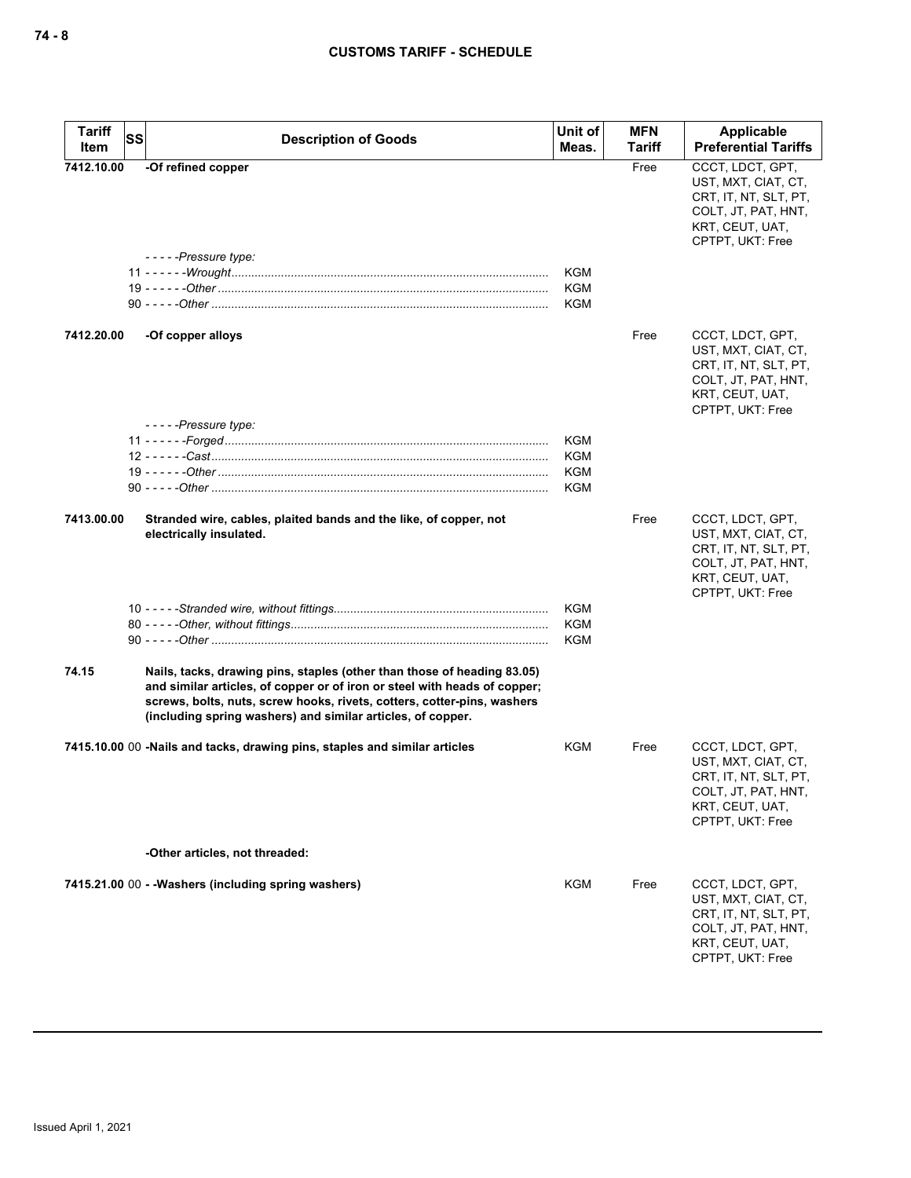| Tariff Item | SS | Description of Goods | Unit of Meas. | MFN Tariff | Applicable Preferential Tariffs |
|---|---|---|---|---|---|
| 7412.10.00 | | -Of refined copper | | Free | CCCT, LDCT, GPT, UST, MXT, CIAT, CT, CRT, IT, NT, SLT, PT, COLT, JT, PAT, HNT, KRT, CEUT, UAT, CPTPT, UKT: Free |
| | | *- - - - -Pressure type:* | | | |
| | | 11 *- - - - - -Wrought* | KGM | | |
| | | 19 *- - - - - -Other* | KGM | | |
| | | 90 *- - - - -Other* | KGM | | |
| 7412.20.00 | | -Of copper alloys | | Free | CCCT, LDCT, GPT, UST, MXT, CIAT, CT, CRT, IT, NT, SLT, PT, COLT, JT, PAT, HNT, KRT, CEUT, UAT, CPTPT, UKT: Free |
| | | *- - - - -Pressure type:* | | | |
| | | 11 *- - - - - -Forged* | KGM | | |
| | | 12 *- - - - - -Cast* | KGM | | |
| | | 19 *- - - - - -Other* | KGM | | |
| | | 90 *- - - - -Other* | KGM | | |
| 7413.00.00 | | Stranded wire, cables, plaited bands and the like, of copper, not electrically insulated. | | Free | CCCT, LDCT, GPT, UST, MXT, CIAT, CT, CRT, IT, NT, SLT, PT, COLT, JT, PAT, HNT, KRT, CEUT, UAT, CPTPT, UKT: Free |
| | | 10 *- - - - -Stranded wire, without fittings* | KGM | | |
| | | 80 *- - - - -Other, without fittings* | KGM | | |
| | | 90 *- - - - -Other* | KGM | | |
| 74.15 | | Nails, tacks, drawing pins, staples (other than those of heading 83.05) and similar articles, of copper or of iron or steel with heads of copper; screws, bolts, nuts, screw hooks, rivets, cotters, cotter-pins, washers (including spring washers) and similar articles, of copper. | | | |
| 7415.10.00 | 00 | -Nails and tacks, drawing pins, staples and similar articles | KGM | Free | CCCT, LDCT, GPT, UST, MXT, CIAT, CT, CRT, IT, NT, SLT, PT, COLT, JT, PAT, HNT, KRT, CEUT, UAT, CPTPT, UKT: Free |
| | | -Other articles, not threaded: | | | |
| 7415.21.00 | 00 | - -Washers (including spring washers) | KGM | Free | CCCT, LDCT, GPT, UST, MXT, CIAT, CT, CRT, IT, NT, SLT, PT, COLT, JT, PAT, HNT, KRT, CEUT, UAT, CPTPT, UKT: Free |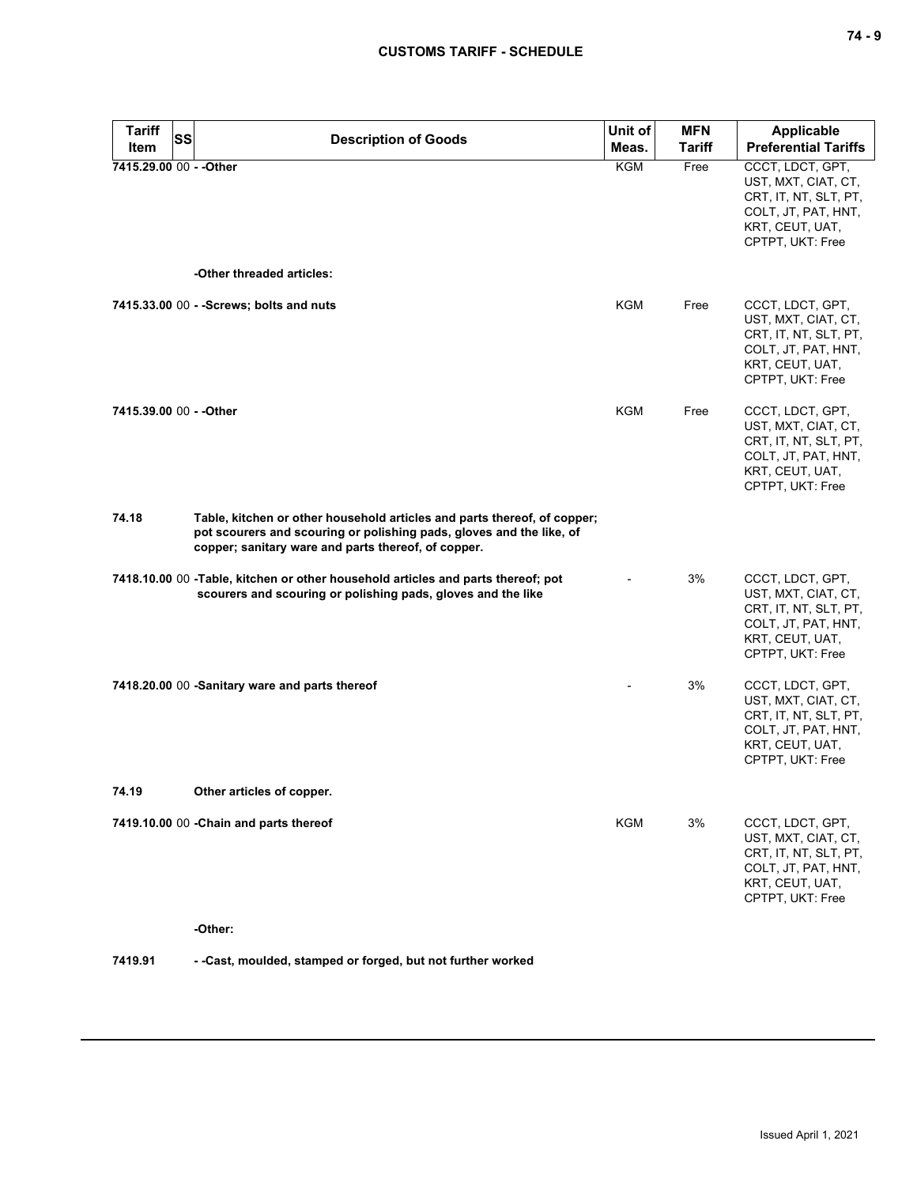| Tariff Item | SS | Description of Goods | Unit of Meas. | MFN Tariff | Applicable Preferential Tariffs |
|---|---|---|---|---|---|
| 7415.29.00 | 00 | - -Other | KGM | Free | CCCT, LDCT, GPT, UST, MXT, CIAT, CT, CRT, IT, NT, SLT, PT, COLT, JT, PAT, HNT, KRT, CEUT, UAT, CPTPT, UKT: Free |
| | | -Other threaded articles: | | | |
| 7415.33.00 | 00 | - -Screws; bolts and nuts | KGM | Free | CCCT, LDCT, GPT, UST, MXT, CIAT, CT, CRT, IT, NT, SLT, PT, COLT, JT, PAT, HNT, KRT, CEUT, UAT, CPTPT, UKT: Free |
| 7415.39.00 | 00 | - -Other | KGM | Free | CCCT, LDCT, GPT, UST, MXT, CIAT, CT, CRT, IT, NT, SLT, PT, COLT, JT, PAT, HNT, KRT, CEUT, UAT, CPTPT, UKT: Free |
| 74.18 | | Table, kitchen or other household articles and parts thereof, of copper; pot scourers and scouring or polishing pads, gloves and the like, of copper; sanitary ware and parts thereof, of copper. | | | |
| 7418.10.00 | 00 | -Table, kitchen or other household articles and parts thereof; pot scourers and scouring or polishing pads, gloves and the like | - | 3% | CCCT, LDCT, GPT, UST, MXT, CIAT, CT, CRT, IT, NT, SLT, PT, COLT, JT, PAT, HNT, KRT, CEUT, UAT, CPTPT, UKT: Free |
| 7418.20.00 | 00 | -Sanitary ware and parts thereof | - | 3% | CCCT, LDCT, GPT, UST, MXT, CIAT, CT, CRT, IT, NT, SLT, PT, COLT, JT, PAT, HNT, KRT, CEUT, UAT, CPTPT, UKT: Free |
| 74.19 | | Other articles of copper. | | | |
| 7419.10.00 | 00 | -Chain and parts thereof | KGM | 3% | CCCT, LDCT, GPT, UST, MXT, CIAT, CT, CRT, IT, NT, SLT, PT, COLT, JT, PAT, HNT, KRT, CEUT, UAT, CPTPT, UKT: Free |
| | | -Other: | | | |
| 7419.91 | | - -Cast, moulded, stamped or forged, but not further worked | | | |

Issued April 1, 2021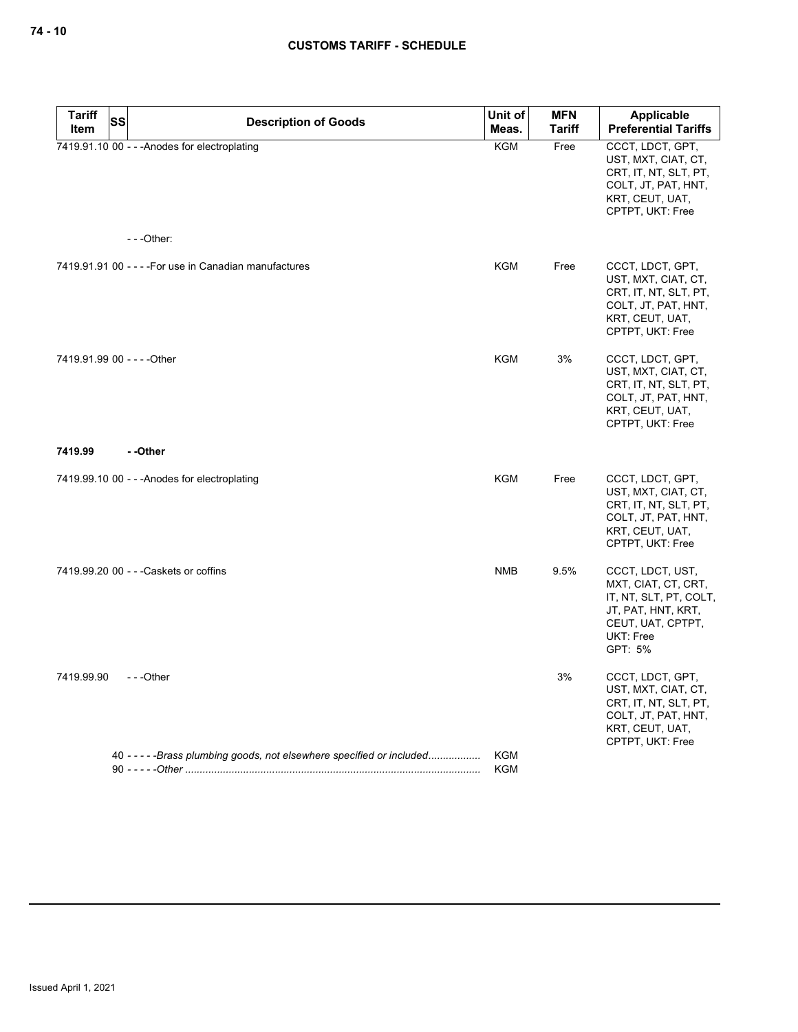| Tariff Item | SS | Description of Goods | Unit of Meas. | MFN Tariff | Applicable Preferential Tariffs |
|---|---|---|---|---|---|
| 7419.91.10 | 00 | - - -Anodes for electroplating | KGM | Free | CCCT, LDCT, GPT, UST, MXT, CIAT, CT, CRT, IT, NT, SLT, PT, COLT, JT, PAT, HNT, KRT, CEUT, UAT, CPTPT, UKT: Free |
| | | - - -Other: | | | |
| 7419.91.91 | 00 | - - - -For use in Canadian manufactures | KGM | Free | CCCT, LDCT, GPT, UST, MXT, CIAT, CT, CRT, IT, NT, SLT, PT, COLT, JT, PAT, HNT, KRT, CEUT, UAT, CPTPT, UKT: Free |
| 7419.91.99 | 00 | - - - -Other | KGM | 3% | CCCT, LDCT, GPT, UST, MXT, CIAT, CT, CRT, IT, NT, SLT, PT, COLT, JT, PAT, HNT, KRT, CEUT, UAT, CPTPT, UKT: Free |
| **7419.99** | | **- -Other** | | | |
| 7419.99.10 | 00 | - - -Anodes for electroplating | KGM | Free | CCCT, LDCT, GPT, UST, MXT, CIAT, CT, CRT, IT, NT, SLT, PT, COLT, JT, PAT, HNT, KRT, CEUT, UAT, CPTPT, UKT: Free |
| 7419.99.20 | 00 | - - -Caskets or coffins | NMB | 9.5% | CCCT, LDCT, UST, MXT, CIAT, CT, CRT, IT, NT, SLT, PT, COLT, JT, PAT, HNT, KRT, CEUT, UAT, CPTPT, UKT: Free<br>GPT: 5% |
| 7419.99.90 | | - - -Other | | 3% | CCCT, LDCT, GPT, UST, MXT, CIAT, CT, CRT, IT, NT, SLT, PT, COLT, JT, PAT, HNT, KRT, CEUT, UAT, CPTPT, UKT: Free |
| | 40 | - - - - -*Brass plumbing goods, not elsewhere specified or included* | KGM | | |
| | 90 | - - - - -*Other* | KGM | | |